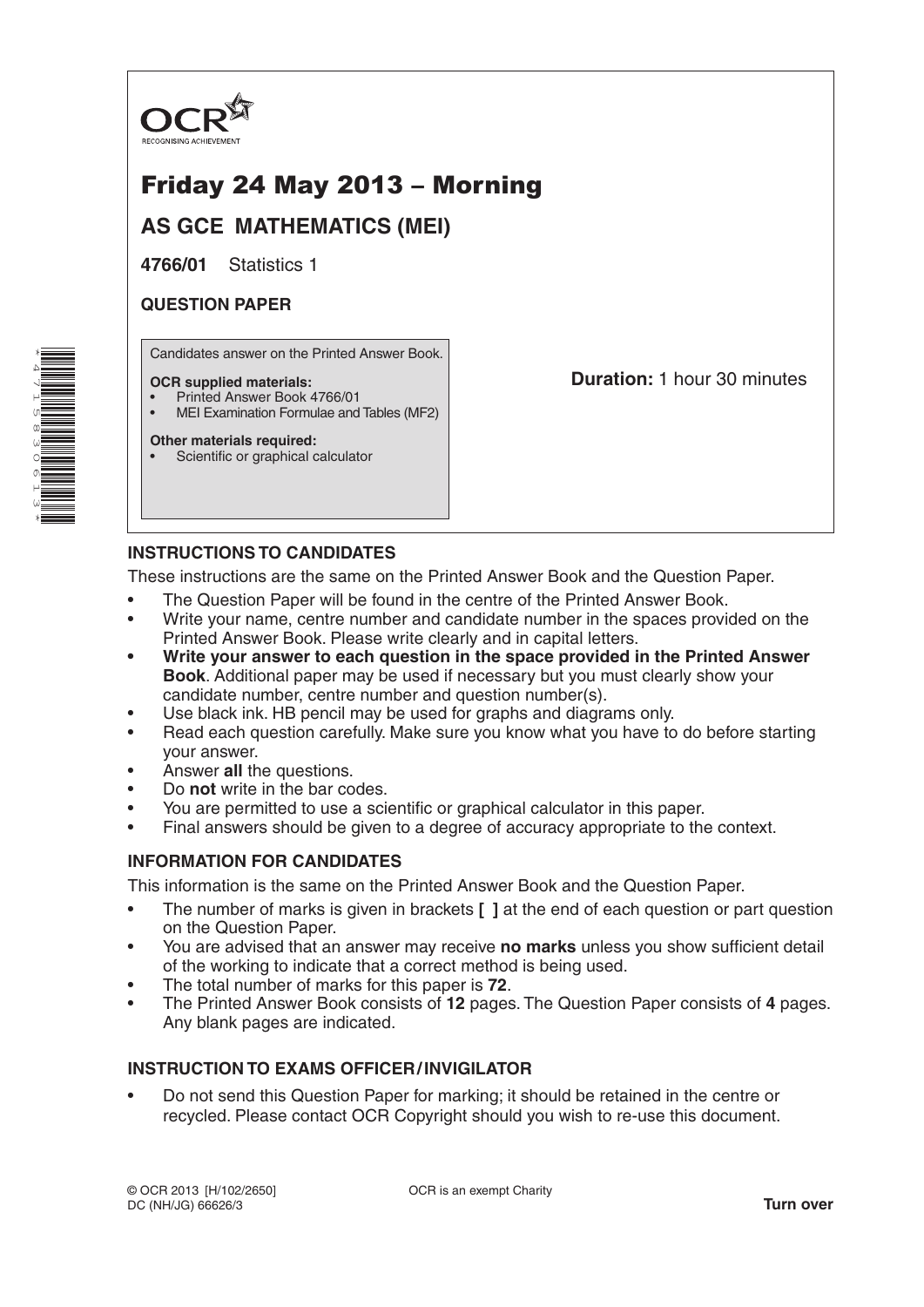OCR

RECOGNISING ACHIEVEMENT

# Friday 24 May 2013 – Morning

## AS GCE MATHEMATICS (MEI)

**4766/01** Statistics 1

**QUESTION PAPER**

Candidates answer on the Printed Answer Book.

**OCR supplied materials:**
- Printed Answer Book 4766/01
- MEI Examination Formulae and Tables (MF2)

**Other materials required:**
- Scientific or graphical calculator

**Duration:** 1 hour 30 minutes

### INSTRUCTIONS TO CANDIDATES

These instructions are the same on the Printed Answer Book and the Question Paper.

- The Question Paper will be found in the centre of the Printed Answer Book.
- Write your name, centre number and candidate number in the spaces provided on the Printed Answer Book. Please write clearly and in capital letters.
- **Write your answer to each question in the space provided in the Printed Answer Book**. Additional paper may be used if necessary but you must clearly show your candidate number, centre number and question number(s).
- Use black ink. HB pencil may be used for graphs and diagrams only.
- Read each question carefully. Make sure you know what you have to do before starting your answer.
- Answer **all** the questions.
- Do **not** write in the bar codes.
- You are permitted to use a scientific or graphical calculator in this paper.
- Final answers should be given to a degree of accuracy appropriate to the context.

### INFORMATION FOR CANDIDATES

This information is the same on the Printed Answer Book and the Question Paper.

- The number of marks is given in brackets **[ ]** at the end of each question or part question on the Question Paper.
- You are advised that an answer may receive **no marks** unless you show sufficient detail of the working to indicate that a correct method is being used.
- The total number of marks for this paper is **72**.
- The Printed Answer Book consists of **12** pages. The Question Paper consists of **4** pages. Any blank pages are indicated.

### INSTRUCTION TO EXAMS OFFICER / INVIGILATOR

- Do not send this Question Paper for marking; it should be retained in the centre or recycled. Please contact OCR Copyright should you wish to re-use this document.

© OCR 2013 [H/102/2650]
DC (NH/JG) 66626/3

OCR is an exempt Charity

**Turn over**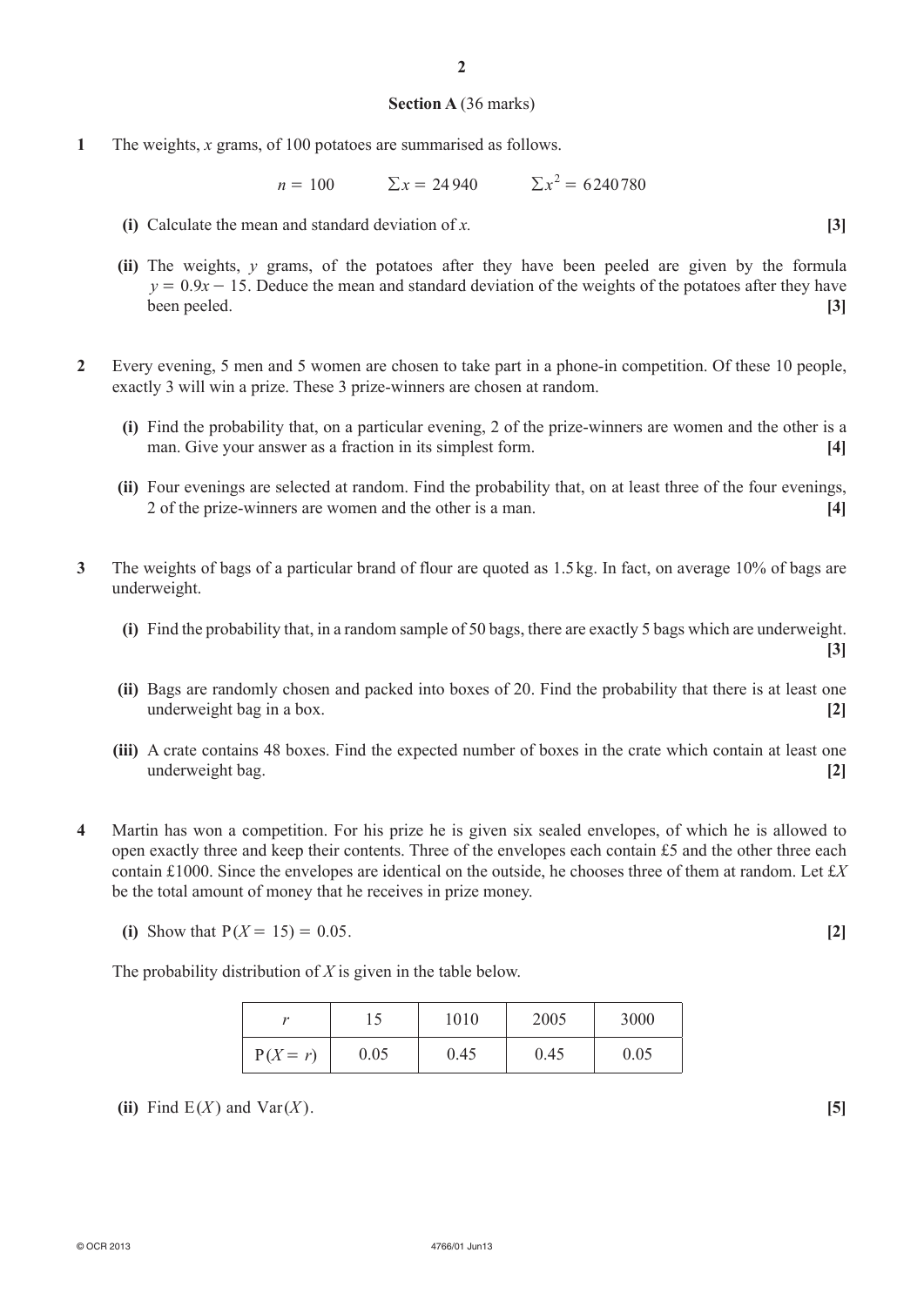## Section A (36 marks)

**1** The weights, $x$ grams, of 100 potatoes are summarised as follows.

$$n = 100 \qquad \Sigma x = 24\,940 \qquad \Sigma x^2 = 6\,240\,780$$

**(i)** Calculate the mean and standard deviation of $x$. **[3]**

**(ii)** The weights, $y$ grams, of the potatoes after they have been peeled are given by the formula $y = 0.9x - 15$. Deduce the mean and standard deviation of the weights of the potatoes after they have been peeled. **[3]**

**2** Every evening, 5 men and 5 women are chosen to take part in a phone-in competition. Of these 10 people, exactly 3 will win a prize. These 3 prize-winners are chosen at random.

**(i)** Find the probability that, on a particular evening, 2 of the prize-winners are women and the other is a man. Give your answer as a fraction in its simplest form. **[4]**

**(ii)** Four evenings are selected at random. Find the probability that, on at least three of the four evenings, 2 of the prize-winners are women and the other is a man. **[4]**

**3** The weights of bags of a particular brand of flour are quoted as 1.5 kg. In fact, on average 10% of bags are underweight.

**(i)** Find the probability that, in a random sample of 50 bags, there are exactly 5 bags which are underweight. **[3]**

**(ii)** Bags are randomly chosen and packed into boxes of 20. Find the probability that there is at least one underweight bag in a box. **[2]**

**(iii)** A crate contains 48 boxes. Find the expected number of boxes in the crate which contain at least one underweight bag. **[2]**

**4** Martin has won a competition. For his prize he is given six sealed envelopes, of which he is allowed to open exactly three and keep their contents. Three of the envelopes each contain £5 and the other three each contain £1000. Since the envelopes are identical on the outside, he chooses three of them at random. Let £$X$ be the total amount of money that he receives in prize money.

**(i)** Show that $\mathrm{P}(X = 15) = 0.05$. **[2]**

The probability distribution of $X$ is given in the table below.

| $r$ | 15 | 1010 | 2005 | 3000 |
|---|---|---|---|---|
| $\mathrm{P}(X = r)$ | 0.05 | 0.45 | 0.45 | 0.05 |

**(ii)** Find $\mathrm{E}(X)$ and $\mathrm{Var}(X)$. **[5]**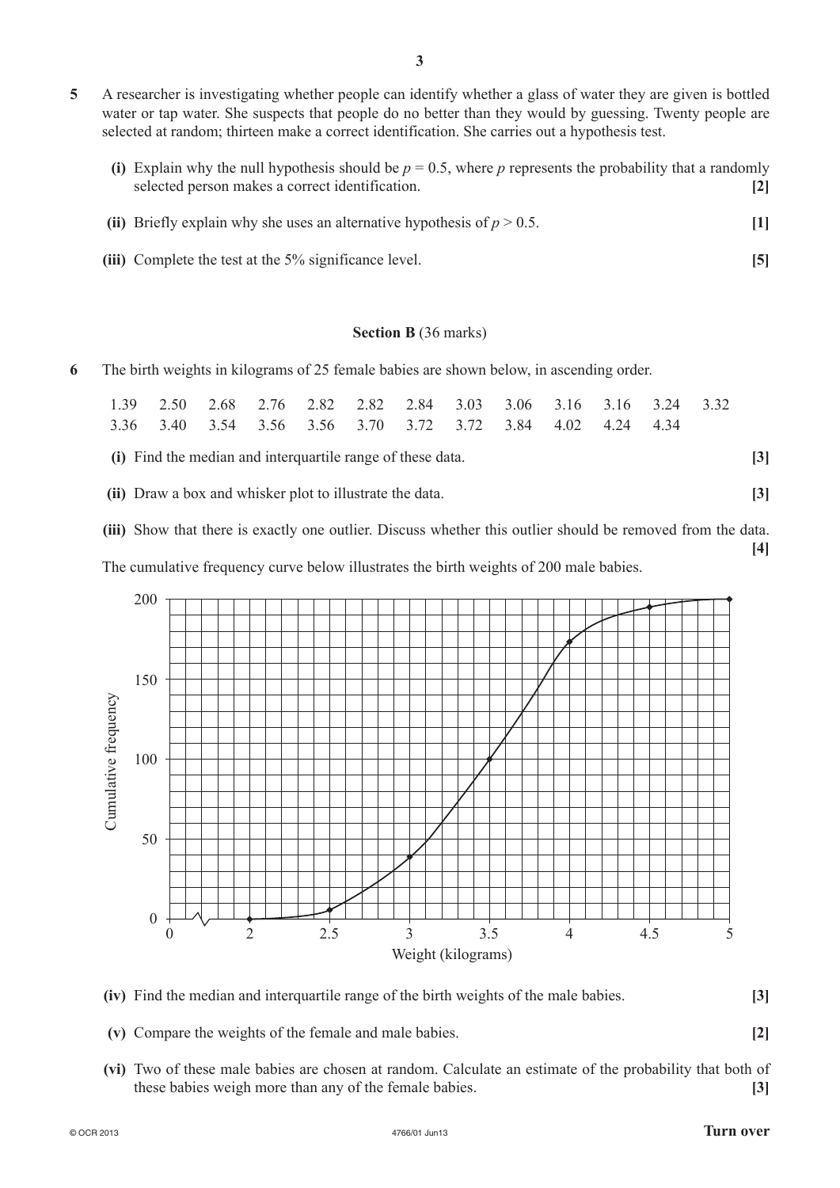**5** A researcher is investigating whether people can identify whether a glass of water they are given is bottled water or tap water. She suspects that people do no better than they would by guessing. Twenty people are selected at random; thirteen make a correct identification. She carries out a hypothesis test.

**(i)** Explain why the null hypothesis should be $p = 0.5$, where $p$ represents the probability that a randomly selected person makes a correct identification. **[2]**

**(ii)** Briefly explain why she uses an alternative hypothesis of $p > 0.5$. **[1]**

**(iii)** Complete the test at the 5% significance level. **[5]**

## Section B (36 marks)

**6** The birth weights in kilograms of 25 female babies are shown below, in ascending order.

1.39 2.50 2.68 2.76 2.82 2.82 2.84 3.03 3.06 3.16 3.16 3.24 3.32
3.36 3.40 3.54 3.56 3.56 3.70 3.72 3.72 3.84 4.02 4.24 4.34

**(i)** Find the median and interquartile range of these data. **[3]**

**(ii)** Draw a box and whisker plot to illustrate the data. **[3]**

**(iii)** Show that there is exactly one outlier. Discuss whether this outlier should be removed from the data. **[4]**

The cumulative frequency curve below illustrates the birth weights of 200 male babies.

**(iv)** Find the median and interquartile range of the birth weights of the male babies. **[3]**

**(v)** Compare the weights of the female and male babies. **[2]**

**(vi)** Two of these male babies are chosen at random. Calculate an estimate of the probability that both of these babies weigh more than any of the female babies. **[3]**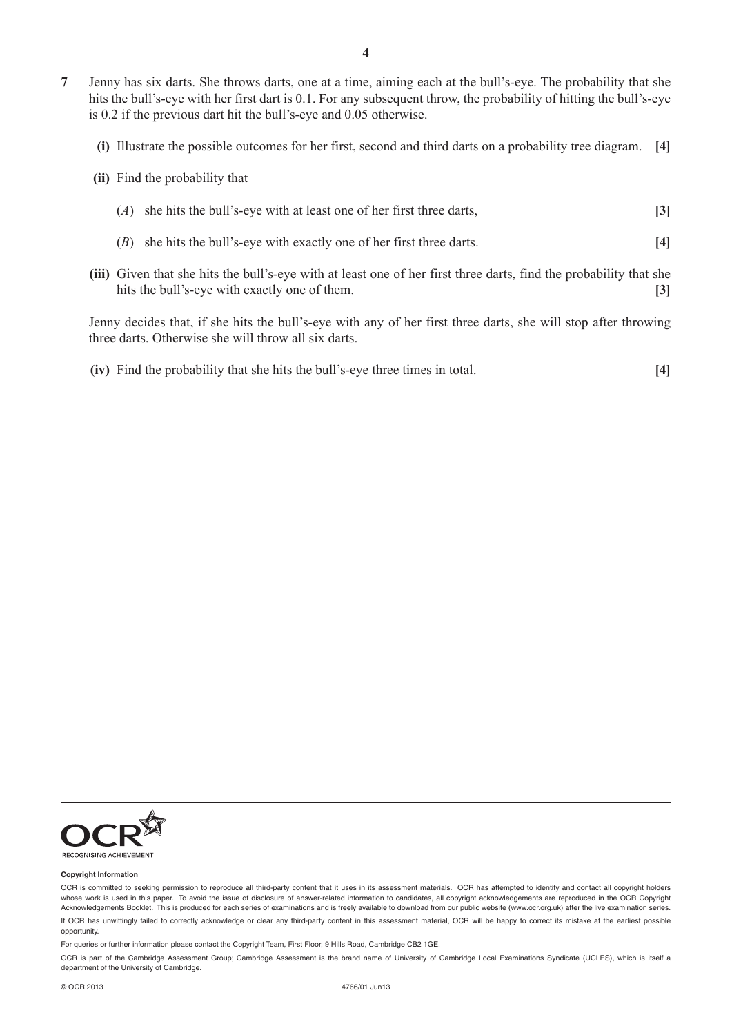**7** Jenny has six darts. She throws darts, one at a time, aiming each at the bull's-eye. The probability that she hits the bull's-eye with her first dart is 0.1. For any subsequent throw, the probability of hitting the bull's-eye is 0.2 if the previous dart hit the bull's-eye and 0.05 otherwise.

**(i)** Illustrate the possible outcomes for her first, second and third darts on a probability tree diagram. **[4]**

**(ii)** Find the probability that

($A$) she hits the bull's-eye with at least one of her first three darts, **[3]**

($B$) she hits the bull's-eye with exactly one of her first three darts. **[4]**

**(iii)** Given that she hits the bull's-eye with at least one of her first three darts, find the probability that she hits the bull's-eye with exactly one of them. **[3]**

Jenny decides that, if she hits the bull's-eye with any of her first three darts, she will stop after throwing three darts. Otherwise she will throw all six darts.

**(iv)** Find the probability that she hits the bull's-eye three times in total. **[4]**

**Copyright Information**

OCR is committed to seeking permission to reproduce all third-party content that it uses in its assessment materials. OCR has attempted to identify and contact all copyright holders whose work is used in this paper. To avoid the issue of disclosure of answer-related information to candidates, all copyright acknowledgements are reproduced in the OCR Copyright Acknowledgements Booklet. This is produced for each series of examinations and is freely available to download from our public website (www.ocr.org.uk) after the live examination series.

If OCR has unwittingly failed to correctly acknowledge or clear any third-party content in this assessment material, OCR will be happy to correct its mistake at the earliest possible opportunity.

For queries or further information please contact the Copyright Team, First Floor, 9 Hills Road, Cambridge CB2 1GE.

OCR is part of the Cambridge Assessment Group; Cambridge Assessment is the brand name of University of Cambridge Local Examinations Syndicate (UCLES), which is itself a department of the University of Cambridge.

© OCR 2013 4766/01 Jun13